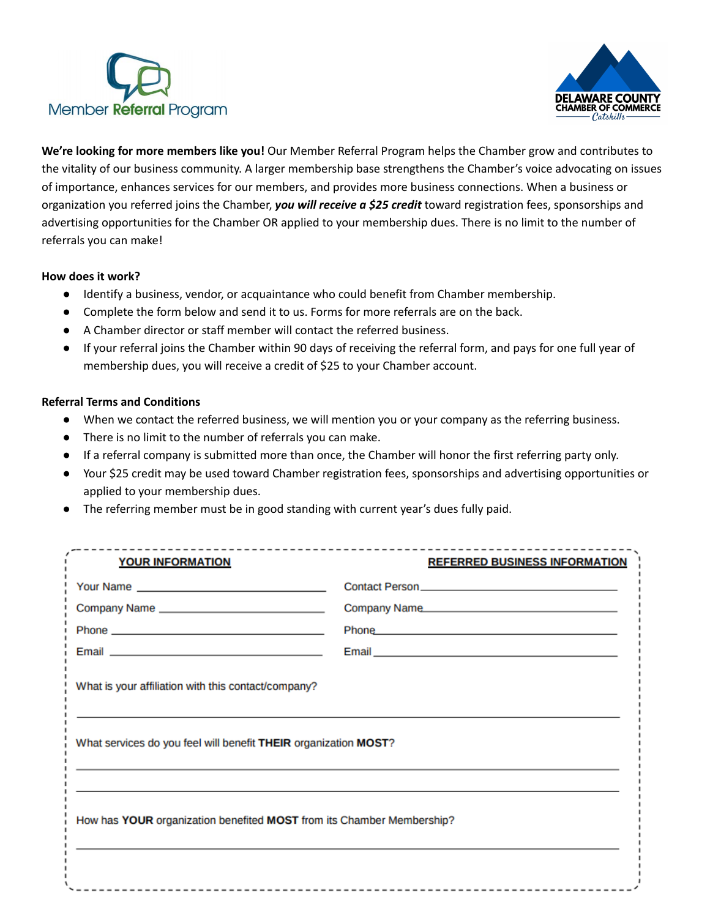Member Referral Program

DELAWARE COUNTY CHAMBER OF COMMERCE Catskills

**We're looking for more members like you!** Our Member Referral Program helps the Chamber grow and contributes to the vitality of our business community. A larger membership base strengthens the Chamber's voice advocating on issues of importance, enhances services for our members, and provides more business connections. When a business or organization you referred joins the Chamber, ***you will receive a $25 credit*** toward registration fees, sponsorships and advertising opportunities for the Chamber OR applied to your membership dues. There is no limit to the number of referrals you can make!

**How does it work?**

- Identify a business, vendor, or acquaintance who could benefit from Chamber membership.
- Complete the form below and send it to us. Forms for more referrals are on the back.
- A Chamber director or staff member will contact the referred business.
- If your referral joins the Chamber within 90 days of receiving the referral form, and pays for one full year of membership dues, you will receive a credit of $25 to your Chamber account.

**Referral Terms and Conditions**

- When we contact the referred business, we will mention you or your company as the referring business.
- There is no limit to the number of referrals you can make.
- If a referral company is submitted more than once, the Chamber will honor the first referring party only.
- Your $25 credit may be used toward Chamber registration fees, sponsorships and advertising opportunities or applied to your membership dues.
- The referring member must be in good standing with current year's dues fully paid.

| **YOUR INFORMATION** | **REFERRED BUSINESS INFORMATION** |
|---|---|
| Your Name ____________________ | Contact Person ____________________ |
| Company Name ____________________ | Company Name ____________________ |
| Phone ____________________ | Phone ____________________ |
| Email ____________________ | Email ____________________ |

What is your affiliation with this contact/company?

______________________________________________________________

What services do you feel will benefit **THEIR** organization **MOST**?

______________________________________________________________

______________________________________________________________

How has **YOUR** organization benefited **MOST** from its Chamber Membership?

______________________________________________________________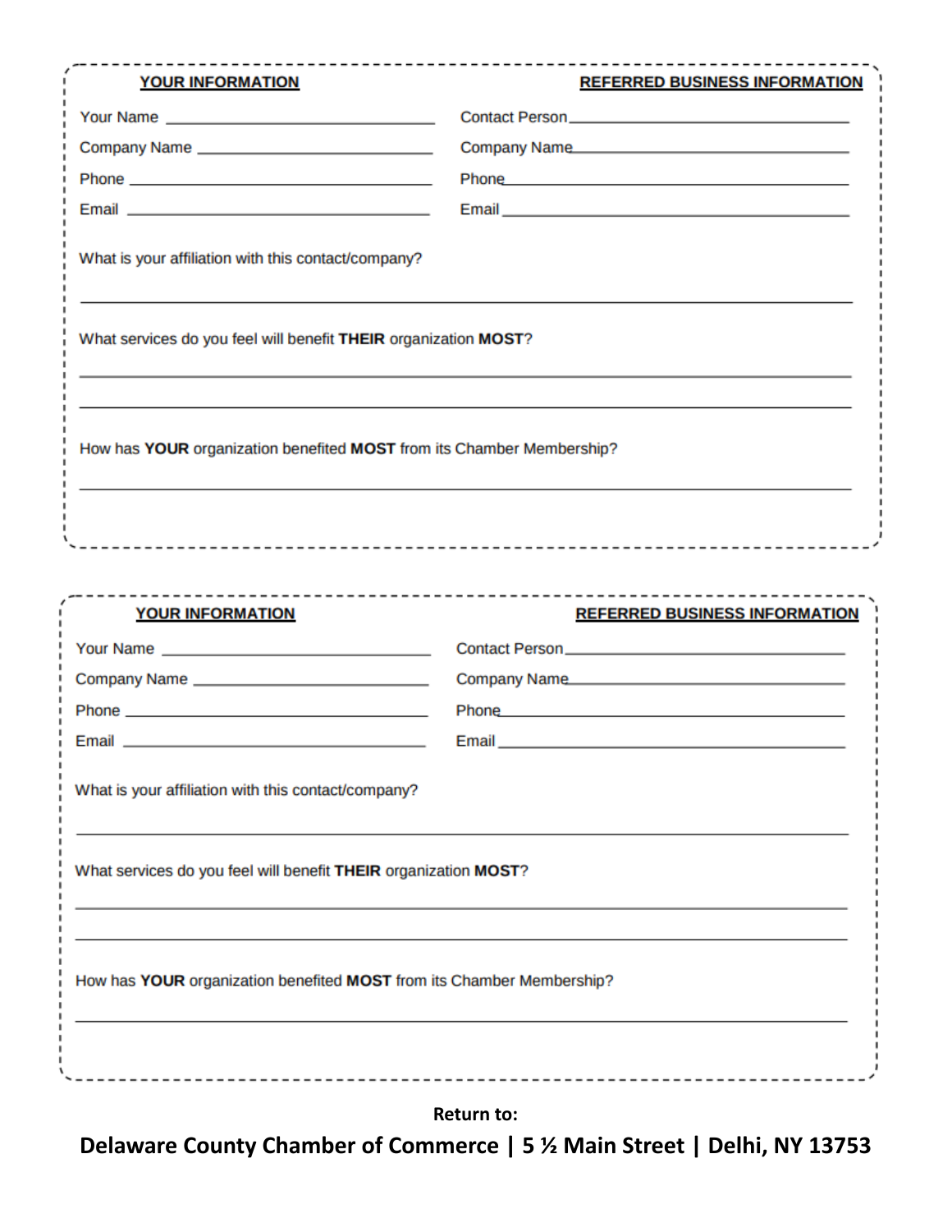**YOUR INFORMATION**

Your Name ______________________________

Company Name ______________________________

Phone ______________________________

Email ______________________________

**REFERRED BUSINESS INFORMATION**

Contact Person ______________________________

Company Name ______________________________

Phone ______________________________

Email ______________________________

What is your affiliation with this contact/company?

______________________________________________________________________

What services do you feel will benefit **THEIR** organization **MOST**?

______________________________________________________________________

______________________________________________________________________

How has **YOUR** organization benefited **MOST** from its Chamber Membership?

______________________________________________________________________

---

**YOUR INFORMATION**

Your Name ______________________________

Company Name ______________________________

Phone ______________________________

Email ______________________________

**REFERRED BUSINESS INFORMATION**

Contact Person ______________________________

Company Name ______________________________

Phone ______________________________

Email ______________________________

What is your affiliation with this contact/company?

______________________________________________________________________

What services do you feel will benefit **THEIR** organization **MOST**?

______________________________________________________________________

______________________________________________________________________

How has **YOUR** organization benefited **MOST** from its Chamber Membership?

______________________________________________________________________

---

**Return to:**

**Delaware County Chamber of Commerce | 5 ½ Main Street | Delhi, NY 13753**